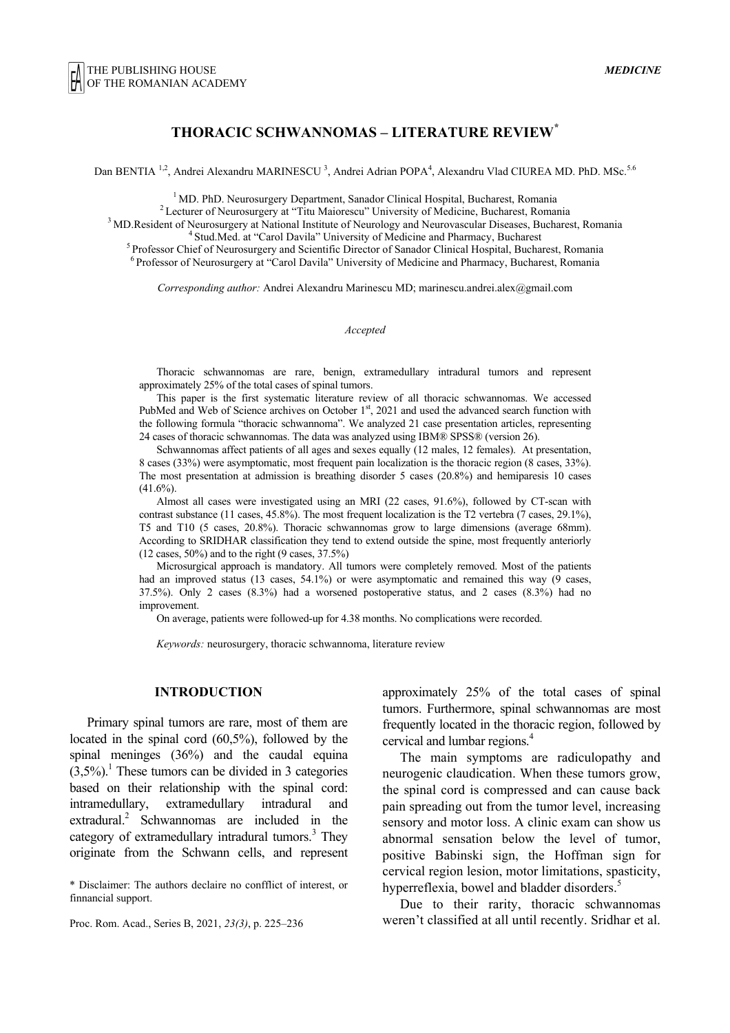# THORACIC SCHWANNOMAS – LITERATURE REVIEW*

Dan BENTIA [1,2], Andrei Alexandru MARINESCU [3], Andrei Adrian POPA[4], Alexandru Vlad CIUREA MD. PhD. MSc.[5,6]

[1] MD. PhD. Neurosurgery Department, Sanador Clinical Hospital, Bucharest, Romania
[2] Lecturer of Neurosurgery at "Titu Maiorescu" University of Medicine, Bucharest, Romania
[3] MD.Resident of Neurosurgery at National Institute of Neurology and Neurovascular Diseases, Bucharest, Romania
[4] Stud.Med. at "Carol Davila" University of Medicine and Pharmacy, Bucharest
[5] Professor Chief of Neurosurgery and Scientific Director of Sanador Clinical Hospital, Bucharest, Romania
[6] Professor of Neurosurgery at "Carol Davila" University of Medicine and Pharmacy, Bucharest, Romania

*Corresponding author:* Andrei Alexandru Marinescu MD; marinescu.andrei.alex@gmail.com

*Accepted*

Thoracic schwannomas are rare, benign, extramedullary intradural tumors and represent approximately 25% of the total cases of spinal tumors.

This paper is the first systematic literature review of all thoracic schwannomas. We accessed PubMed and Web of Science archives on October 1st, 2021 and used the advanced search function with the following formula "thoracic schwannoma". We analyzed 21 case presentation articles, representing 24 cases of thoracic schwannomas. The data was analyzed using IBM® SPSS® (version 26).

Schwannomas affect patients of all ages and sexes equally (12 males, 12 females). At presentation, 8 cases (33%) were asymptomatic, most frequent pain localization is the thoracic region (8 cases, 33%). The most presentation at admission is breathing disorder 5 cases (20.8%) and hemiparesis 10 cases (41.6%).

Almost all cases were investigated using an MRI (22 cases, 91.6%), followed by CT-scan with contrast substance (11 cases, 45.8%). The most frequent localization is the T2 vertebra (7 cases, 29.1%), T5 and T10 (5 cases, 20.8%). Thoracic schwannomas grow to large dimensions (average 68mm). According to SRIDHAR classification they tend to extend outside the spine, most frequently anteriorly (12 cases, 50%) and to the right (9 cases, 37.5%)

Microsurgical approach is mandatory. All tumors were completely removed. Most of the patients had an improved status (13 cases, 54.1%) or were asymptomatic and remained this way (9 cases, 37.5%). Only 2 cases (8.3%) had a worsened postoperative status, and 2 cases (8.3%) had no improvement.

On average, patients were followed-up for 4.38 months. No complications were recorded.

*Keywords:* neurosurgery, thoracic schwannoma, literature review

## INTRODUCTION

Primary spinal tumors are rare, most of them are located in the spinal cord (60,5%), followed by the spinal meninges (36%) and the caudal equina (3,5%).[1] These tumors can be divided in 3 categories based on their relationship with the spinal cord: intramedullary, extramedullary intradural and extradural.[2] Schwannomas are included in the category of extramedullary intradural tumors.[3] They originate from the Schwann cells, and represent approximately 25% of the total cases of spinal tumors. Furthermore, spinal schwannomas are most frequently located in the thoracic region, followed by cervical and lumbar regions.[4]

The main symptoms are radiculopathy and neurogenic claudication. When these tumors grow, the spinal cord is compressed and can cause back pain spreading out from the tumor level, increasing sensory and motor loss. A clinic exam can show us abnormal sensation below the level of tumor, positive Babinski sign, the Hoffman sign for cervical region lesion, motor limitations, spasticity, hyperreflexia, bowel and bladder disorders.[5]

Due to their rarity, thoracic schwannomas weren't classified at all until recently. Sridhar et al.

* Disclaimer: The authors declaire no confflict of interest, or finnancial support.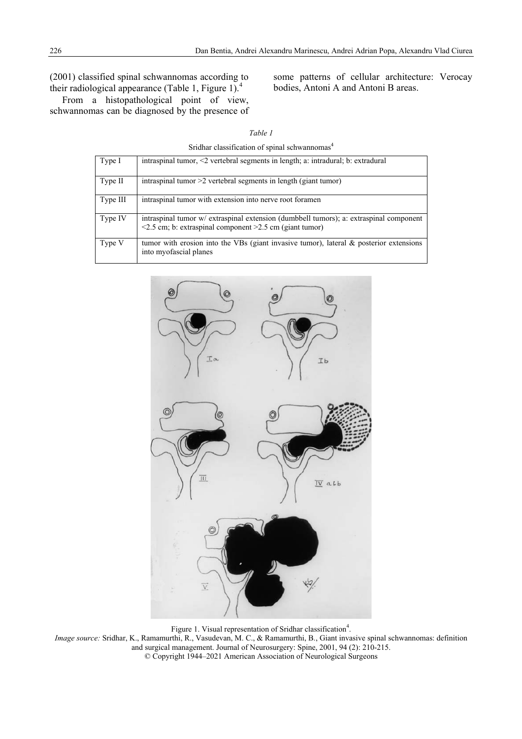(2001) classified spinal schwannomas according to their radiological appearance (Table 1, Figure 1).[4]

From a histopathological point of view, schwannomas can be diagnosed by the presence of some patterns of cellular architecture: Verocay bodies, Antoni A and Antoni B areas.

*Table 1*

Sridhar classification of spinal schwannomas[4]

| Type | Description |
|---|---|
| Type I | intraspinal tumor, <2 vertebral segments in length; a: intradural; b: extradural |
| Type II | intraspinal tumor >2 vertebral segments in length (giant tumor) |
| Type III | intraspinal tumor with extension into nerve root foramen |
| Type IV | intraspinal tumor w/ extraspinal extension (dumbbell tumors); a: extraspinal component <2.5 cm; b: extraspinal component >2.5 cm (giant tumor) |
| Type V | tumor with erosion into the VBs (giant invasive tumor), lateral & posterior extensions into myofascial planes |

Figure 1. Visual representation of Sridhar classification[4].

*Image source:* Sridhar, K., Ramamurthi, R., Vasudevan, M. C., & Ramamurthi, B., Giant invasive spinal schwannomas: definition and surgical management. Journal of Neurosurgery: Spine, 2001, 94 (2): 210-215.

© Copyright 1944–2021 American Association of Neurological Surgeons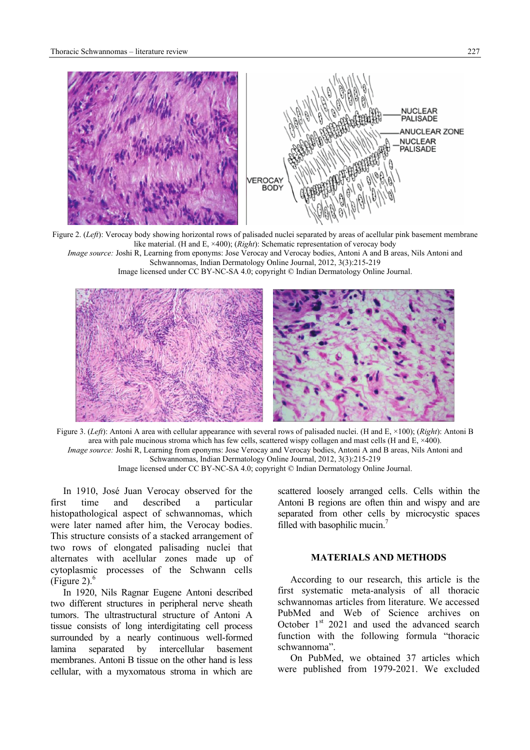Figure 2. (*Left*): Verocay body showing horizontal rows of palisaded nuclei separated by areas of acellular pink basement membrane like material. (H and E, ×400); (*Right*): Schematic representation of verocay body
*Image source:* Joshi R, Learning from eponyms: Jose Verocay and Verocay bodies, Antoni A and B areas, Nils Antoni and Schwannomas, Indian Dermatology Online Journal, 2012, 3(3):215-219
Image licensed under CC BY-NC-SA 4.0; copyright © Indian Dermatology Online Journal.

Figure 3. (*Left*): Antoni A area with cellular appearance with several rows of palisaded nuclei. (H and E, ×100); (*Right*): Antoni B area with pale mucinous stroma which has few cells, scattered wispy collagen and mast cells (H and E, ×400).
*Image source:* Joshi R, Learning from eponyms: Jose Verocay and Verocay bodies, Antoni A and B areas, Nils Antoni and Schwannomas, Indian Dermatology Online Journal, 2012, 3(3):215-219
Image licensed under CC BY-NC-SA 4.0; copyright © Indian Dermatology Online Journal.

In 1910, José Juan Verocay observed for the first time and described a particular histopathological aspect of schwannomas, which were later named after him, the Verocay bodies. This structure consists of a stacked arrangement of two rows of elongated palisading nuclei that alternates with acellular zones made up of cytoplasmic processes of the Schwann cells (Figure 2).[6]

In 1920, Nils Ragnar Eugene Antoni described two different structures in peripheral nerve sheath tumors. The ultrastructural structure of Antoni A tissue consists of long interdigitating cell process surrounded by a nearly continuous well-formed lamina separated by intercellular basement membranes. Antoni B tissue on the other hand is less cellular, with a myxomatous stroma in which are scattered loosely arranged cells. Cells within the Antoni B regions are often thin and wispy and are separated from other cells by microcystic spaces filled with basophilic mucin.[7]

## MATERIALS AND METHODS

According to our research, this article is the first systematic meta-analysis of all thoracic schwannomas articles from literature. We accessed PubMed and Web of Science archives on October 1st 2021 and used the advanced search function with the following formula "thoracic schwannoma".

On PubMed, we obtained 37 articles which were published from 1979-2021. We excluded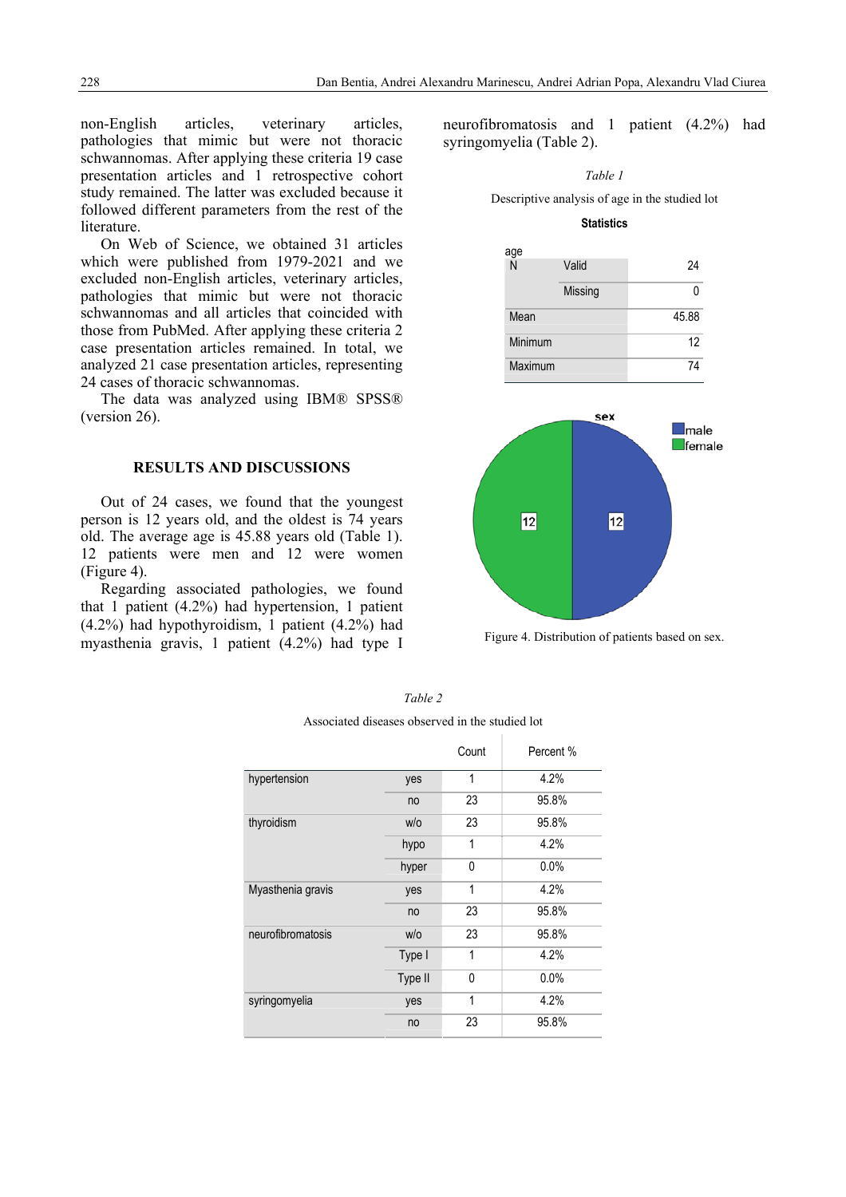non-English articles, veterinary articles, pathologies that mimic but were not thoracic schwannomas. After applying these criteria 19 case presentation articles and 1 retrospective cohort study remained. The latter was excluded because it followed different parameters from the rest of the literature.

On Web of Science, we obtained 31 articles which were published from 1979-2021 and we excluded non-English articles, veterinary articles, pathologies that mimic but were not thoracic schwannomas and all articles that coincided with those from PubMed. After applying these criteria 2 case presentation articles remained. In total, we analyzed 21 case presentation articles, representing 24 cases of thoracic schwannomas.

The data was analyzed using IBM® SPSS® (version 26).

## RESULTS AND DISCUSSIONS

Out of 24 cases, we found that the youngest person is 12 years old, and the oldest is 74 years old. The average age is 45.88 years old (Table 1). 12 patients were men and 12 were women (Figure 4).

Regarding associated pathologies, we found that 1 patient (4.2%) had hypertension, 1 patient (4.2%) had hypothyroidism, 1 patient (4.2%) had myasthenia gravis, 1 patient (4.2%) had type I neurofibromatosis and 1 patient (4.2%) had syringomyelia (Table 2).

*Table 1*

Descriptive analysis of age in the studied lot

**Statistics**

| age | | |
|---|---|---|
| N | Valid | 24 |
| | Missing | 0 |
| Mean | | 45.88 |
| Minimum | | 12 |
| Maximum | | 74 |

Figure 4. Distribution of patients based on sex.

*Table 2*

Associated diseases observed in the studied lot

| | | Count | Percent % |
|---|---|---|---|
| hypertension | yes | 1 | 4.2% |
| | no | 23 | 95.8% |
| thyroidism | w/o | 23 | 95.8% |
| | hypo | 1 | 4.2% |
| | hyper | 0 | 0.0% |
| Myasthenia gravis | yes | 1 | 4.2% |
| | no | 23 | 95.8% |
| neurofibromatosis | w/o | 23 | 95.8% |
| | Type I | 1 | 4.2% |
| | Type II | 0 | 0.0% |
| syringomyelia | yes | 1 | 4.2% |
| | no | 23 | 95.8% |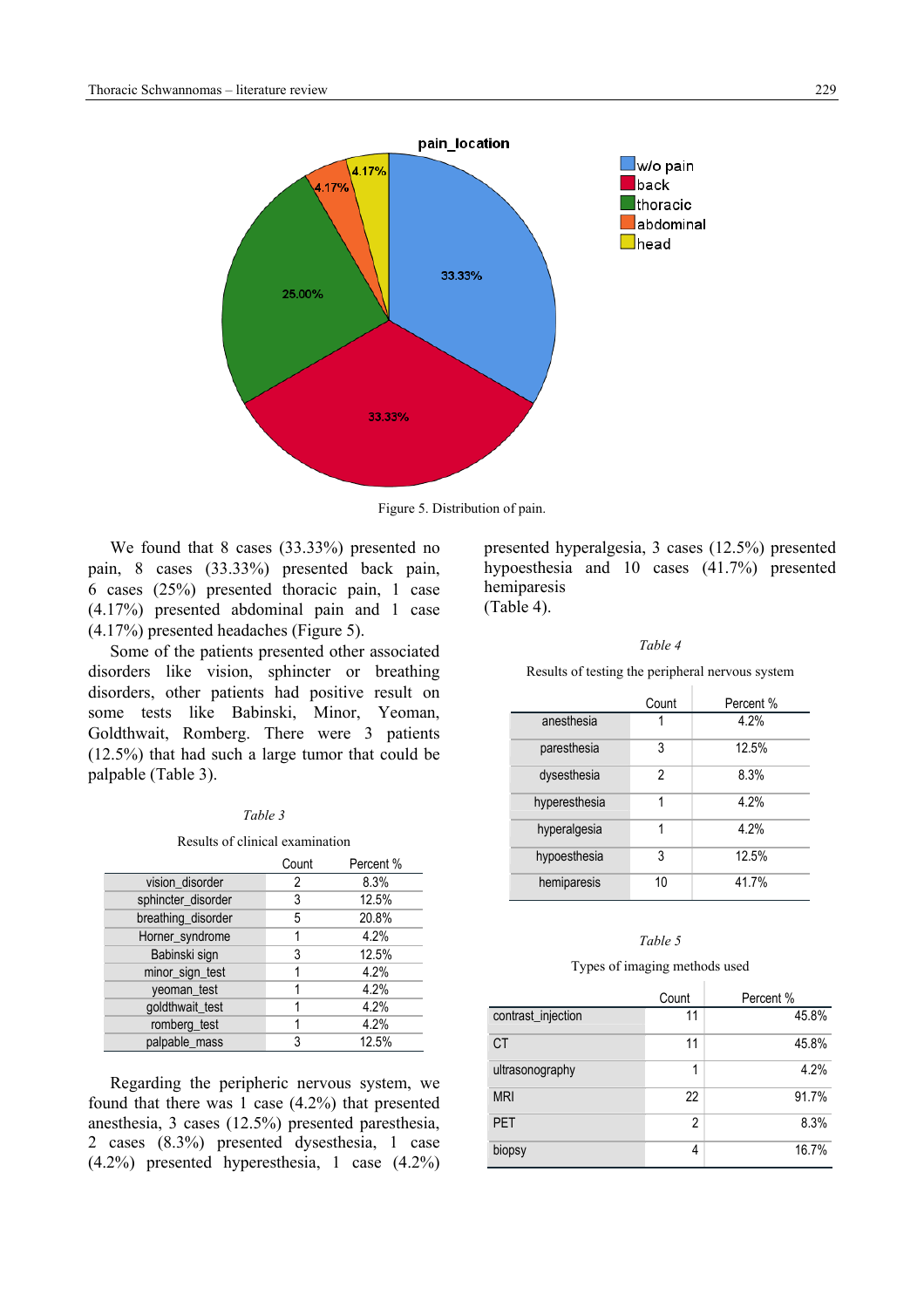Figure 5. Distribution of pain.

We found that 8 cases (33.33%) presented no pain, 8 cases (33.33%) presented back pain, 6 cases (25%) presented thoracic pain, 1 case (4.17%) presented abdominal pain and 1 case (4.17%) presented headaches (Figure 5).

Some of the patients presented other associated disorders like vision, sphincter or breathing disorders, other patients had positive result on some tests like Babinski, Minor, Yeoman, Goldthwait, Romberg. There were 3 patients (12.5%) that had such a large tumor that could be palpable (Table 3).

*Table 3*

Results of clinical examination

| | Count | Percent % |
|---|---|---|
| vision_disorder | 2 | 8.3% |
| sphincter_disorder | 3 | 12.5% |
| breathing_disorder | 5 | 20.8% |
| Horner_syndrome | 1 | 4.2% |
| Babinski sign | 3 | 12.5% |
| minor_sign_test | 1 | 4.2% |
| yeoman_test | 1 | 4.2% |
| goldthwait_test | 1 | 4.2% |
| romberg_test | 1 | 4.2% |
| palpable_mass | 3 | 12.5% |

Regarding the peripheric nervous system, we found that there was 1 case (4.2%) that presented anesthesia, 3 cases (12.5%) presented paresthesia, 2 cases (8.3%) presented dysesthesia, 1 case (4.2%) presented hyperesthesia, 1 case (4.2%) presented hyperalgesia, 3 cases (12.5%) presented hypoesthesia and 10 cases (41.7%) presented hemiparesis
(Table 4).

*Table 4*

Results of testing the peripheral nervous system

| | Count | Percent % |
|---|---|---|
| anesthesia | 1 | 4.2% |
| paresthesia | 3 | 12.5% |
| dysesthesia | 2 | 8.3% |
| hyperesthesia | 1 | 4.2% |
| hyperalgesia | 1 | 4.2% |
| hypoesthesia | 3 | 12.5% |
| hemiparesis | 10 | 41.7% |

*Table 5*

Types of imaging methods used

| | Count | Percent % |
|---|---|---|
| contrast_injection | 11 | 45.8% |
| CT | 11 | 45.8% |
| ultrasonography | 1 | 4.2% |
| MRI | 22 | 91.7% |
| PET | 2 | 8.3% |
| biopsy | 4 | 16.7% |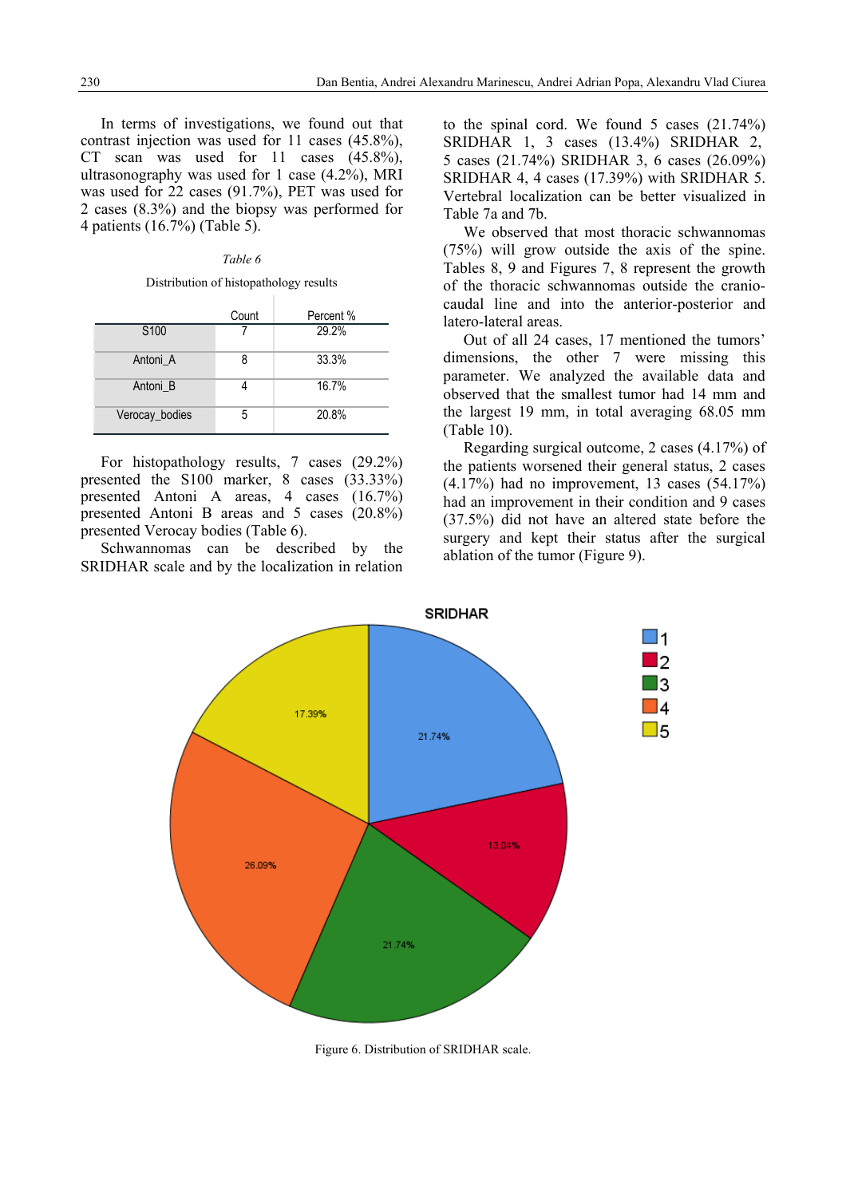In terms of investigations, we found out that contrast injection was used for 11 cases (45.8%), CT scan was used for 11 cases (45.8%), ultrasonography was used for 1 case (4.2%), MRI was used for 22 cases (91.7%), PET was used for 2 cases (8.3%) and the biopsy was performed for 4 patients (16.7%) (Table 5).

*Table 6*

Distribution of histopathology results

| | Count | Percent % |
|---|---|---|
| S100 | 7 | 29.2% |
| Antoni_A | 8 | 33.3% |
| Antoni_B | 4 | 16.7% |
| Verocay_bodies | 5 | 20.8% |

For histopathology results, 7 cases (29.2%) presented the S100 marker, 8 cases (33.33%) presented Antoni A areas, 4 cases (16.7%) presented Antoni B areas and 5 cases (20.8%) presented Verocay bodies (Table 6).

Schwannomas can be described by the SRIDHAR scale and by the localization in relation to the spinal cord. We found 5 cases (21.74%) SRIDHAR 1, 3 cases (13.4%) SRIDHAR 2, 5 cases (21.74%) SRIDHAR 3, 6 cases (26.09%) SRIDHAR 4, 4 cases (17.39%) with SRIDHAR 5. Vertebral localization can be better visualized in Table 7a and 7b.

We observed that most thoracic schwannomas (75%) will grow outside the axis of the spine. Tables 8, 9 and Figures 7, 8 represent the growth of the thoracic schwannomas outside the cranio-caudal line and into the anterior-posterior and latero-lateral areas.

Out of all 24 cases, 17 mentioned the tumors' dimensions, the other 7 were missing this parameter. We analyzed the available data and observed that the smallest tumor had 14 mm and the largest 19 mm, in total averaging 68.05 mm (Table 10).

Regarding surgical outcome, 2 cases (4.17%) of the patients worsened their general status, 2 cases (4.17%) had no improvement, 13 cases (54.17%) had an improvement in their condition and 9 cases (37.5%) did not have an altered state before the surgery and kept their status after the surgical ablation of the tumor (Figure 9).

Figure 6. Distribution of SRIDHAR scale.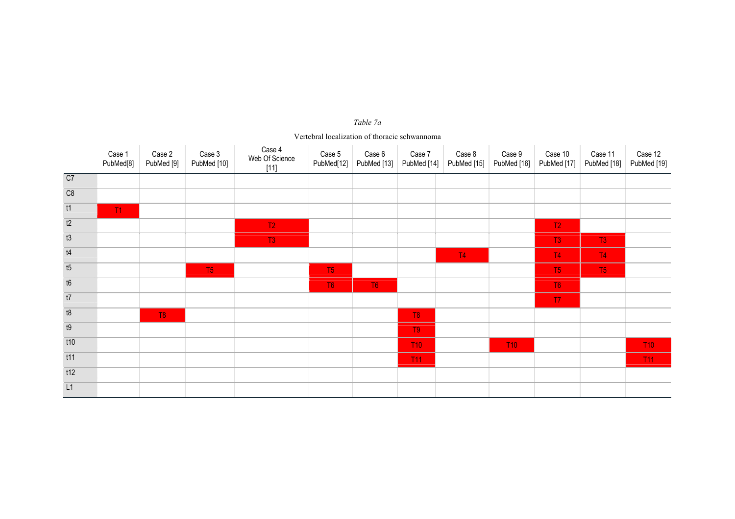*Table 7a*

Vertebral localization of thoracic schwannoma

| | Case 1 PubMed[8] | Case 2 PubMed [9] | Case 3 PubMed [10] | Case 4 Web Of Science [11] | Case 5 PubMed[12] | Case 6 PubMed [13] | Case 7 PubMed [14] | Case 8 PubMed [15] | Case 9 PubMed [16] | Case 10 PubMed [17] | Case 11 PubMed [18] | Case 12 PubMed [19] |
|---|---|---|---|---|---|---|---|---|---|---|---|---|
| C7 | | | | | | | | | | | | |
| C8 | | | | | | | | | | | | |
| t1 | T1 | | | | | | | | | | | |
| t2 | | | | T2 | | | | | | T2 | | |
| t3 | | | | T3 | | | | | | T3 | T3 | |
| t4 | | | | | | | | T4 | | T4 | T4 | |
| t5 | | | T5 | | T5 | | | | | T5 | T5 | |
| t6 | | | | | T6 | T6 | | | | T6 | | |
| t7 | | | | | | | | | | T7 | | |
| t8 | | T8 | | | | | T8 | | | | | |
| t9 | | | | | | | T9 | | | | | |
| t10 | | | | | | | T10 | | T10 | | | T10 |
| t11 | | | | | | | T11 | | | | | T11 |
| t12 | | | | | | | | | | | | |
| L1 | | | | | | | | | | | | |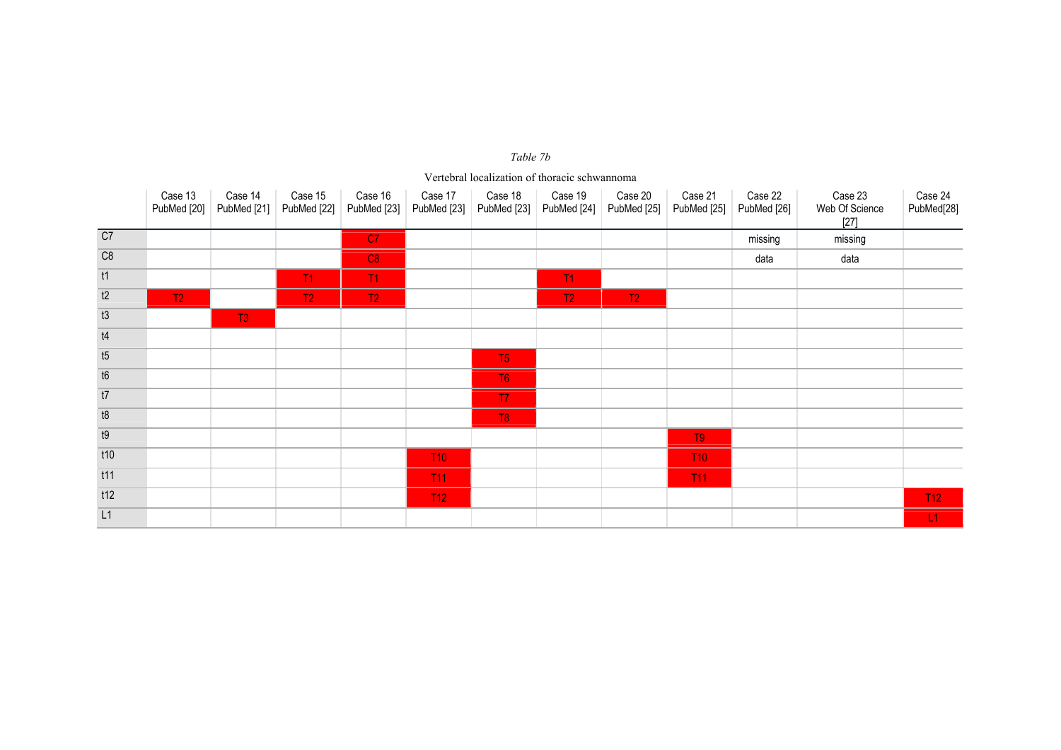*Table 7b*

Vertebral localization of thoracic schwannoma

| | Case 13 PubMed [20] | Case 14 PubMed [21] | Case 15 PubMed [22] | Case 16 PubMed [23] | Case 17 PubMed [23] | Case 18 PubMed [23] | Case 19 PubMed [24] | Case 20 PubMed [25] | Case 21 PubMed [25] | Case 22 PubMed [26] | Case 23 Web Of Science [27] | Case 24 PubMed[28] |
|---|---|---|---|---|---|---|---|---|---|---|---|---|
| C7 | | | | C7 | | | | | | missing | missing | |
| C8 | | | | C8 | | | | | | data | data | |
| t1 | | | T1 | T1 | | | T1 | | | | | |
| t2 | T2 | | T2 | T2 | | | T2 | T2 | | | | |
| t3 | | T3 | | | | | | | | | | |
| t4 | | | | | | | | | | | | |
| t5 | | | | | | T5 | | | | | | |
| t6 | | | | | | T6 | | | | | | |
| t7 | | | | | | T7 | | | | | | |
| t8 | | | | | | T8 | | | | | | |
| t9 | | | | | | | | | T9 | | | |
| t10 | | | | | T10 | | | | T10 | | | |
| t11 | | | | | T11 | | | | T11 | | | |
| t12 | | | | | T12 | | | | | | | T12 |
| L1 | | | | | | | | | | | | L1 |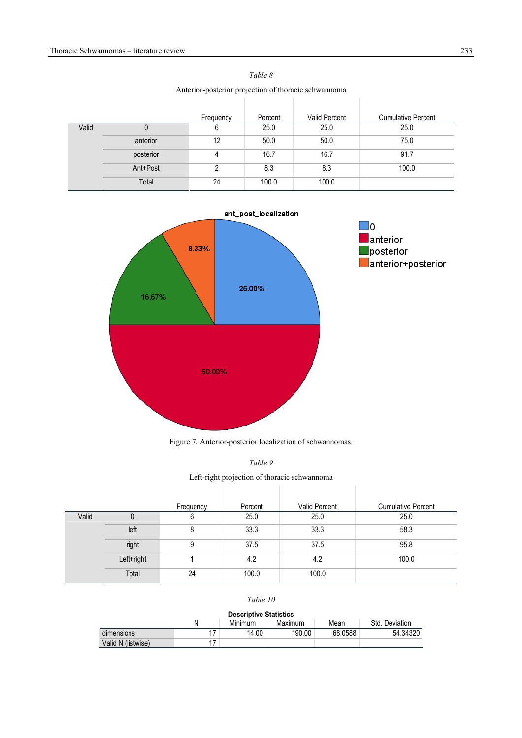*Table 8*

Anterior-posterior projection of thoracic schwannoma

| | | Frequency | Percent | Valid Percent | Cumulative Percent |
|---|---|---|---|---|---|
| Valid | 0 | 6 | 25.0 | 25.0 | 25.0 |
| | anterior | 12 | 50.0 | 50.0 | 75.0 |
| | posterior | 4 | 16.7 | 16.7 | 91.7 |
| | Ant+Post | 2 | 8.3 | 8.3 | 100.0 |
| | Total | 24 | 100.0 | 100.0 | |

Figure 7. Anterior-posterior localization of schwannomas.

*Table 9*

Left-right projection of thoracic schwannoma

| | | Frequency | Percent | Valid Percent | Cumulative Percent |
|---|---|---|---|---|---|
| Valid | 0 | 6 | 25.0 | 25.0 | 25.0 |
| | left | 8 | 33.3 | 33.3 | 58.3 |
| | right | 9 | 37.5 | 37.5 | 95.8 |
| | Left+right | 1 | 4.2 | 4.2 | 100.0 |
| | Total | 24 | 100.0 | 100.0 | |

*Table 10*

**Descriptive Statistics**

| | N | Minimum | Maximum | Mean | Std. Deviation |
|---|---|---|---|---|---|
| dimensions | 17 | 14.00 | 190.00 | 68.0588 | 54.34320 |
| Valid N (listwise) | 17 | | | | |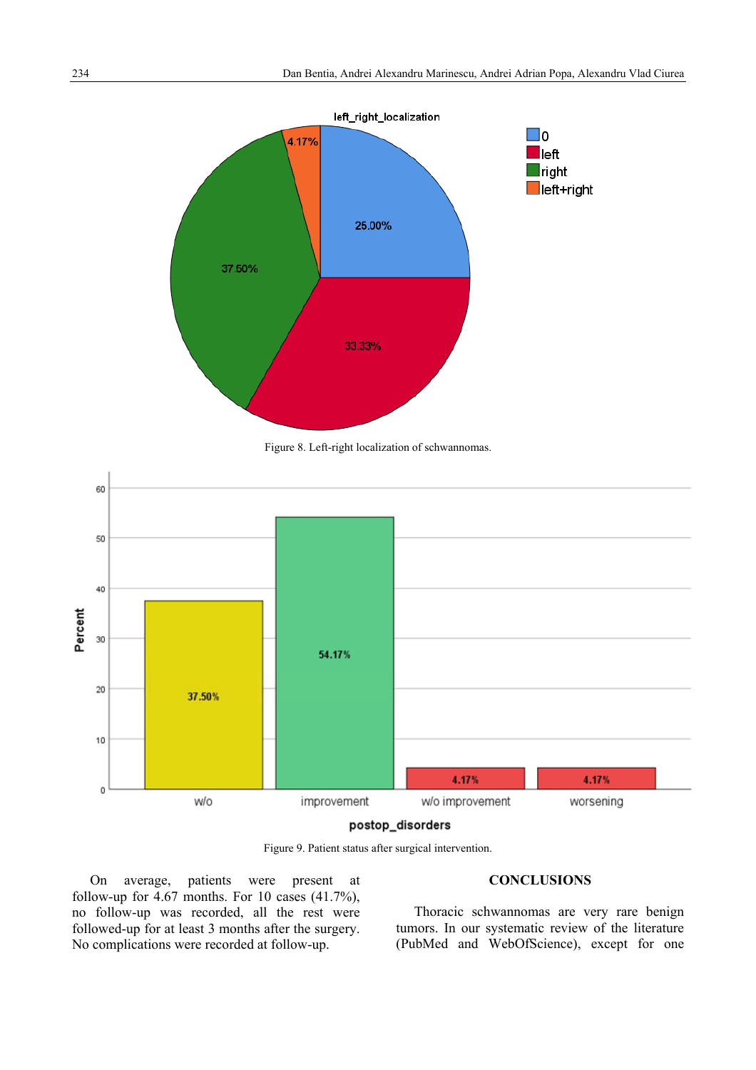Figure 8. Left-right localization of schwannomas.

Figure 9. Patient status after surgical intervention.

On average, patients were present at follow-up for 4.67 months. For 10 cases (41.7%), no follow-up was recorded, all the rest were followed-up for at least 3 months after the surgery. No complications were recorded at follow-up.

## CONCLUSIONS

Thoracic schwannomas are very rare benign tumors. In our systematic review of the literature (PubMed and WebOfScience), except for one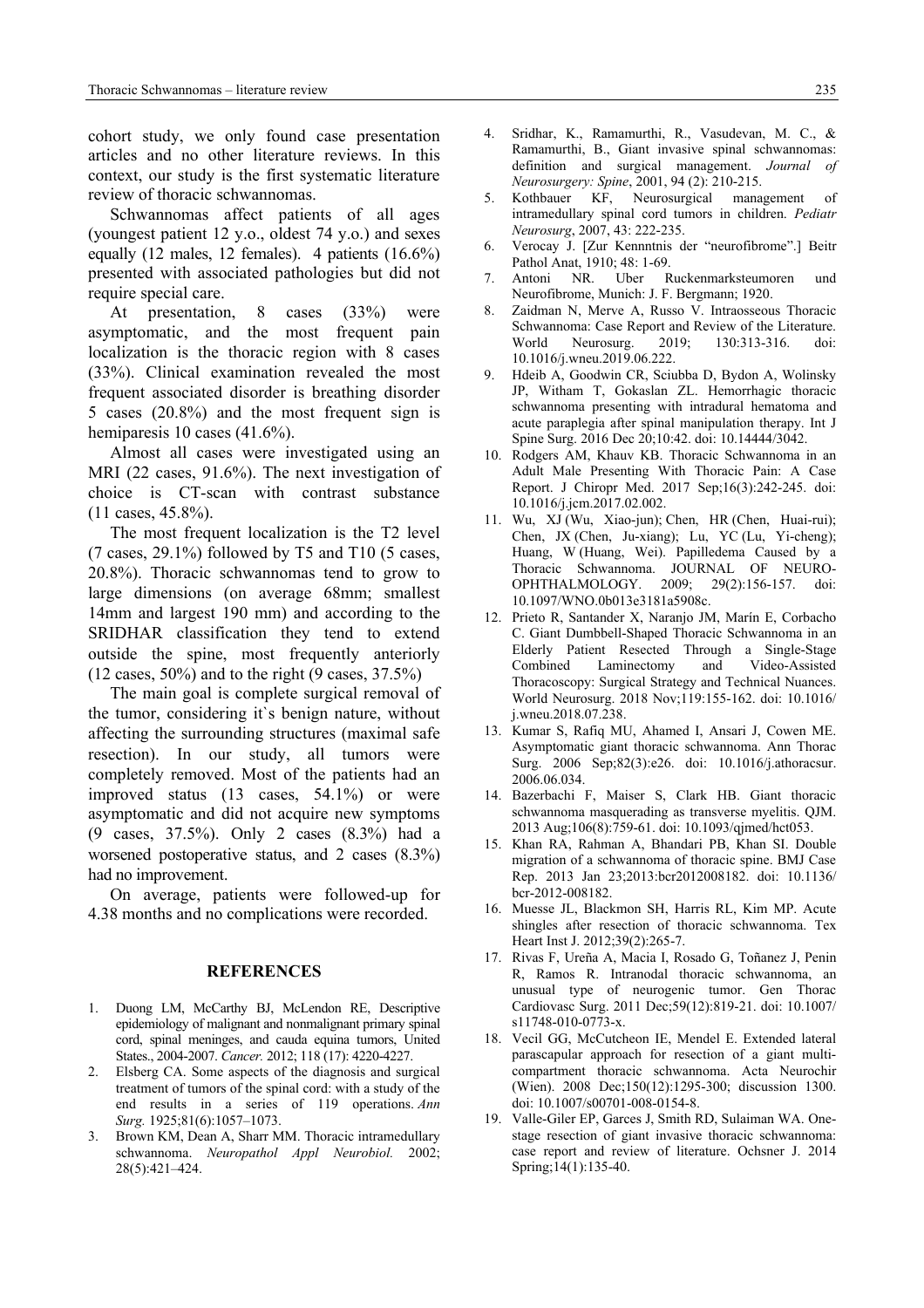cohort study, we only found case presentation articles and no other literature reviews. In this context, our study is the first systematic literature review of thoracic schwannomas.

Schwannomas affect patients of all ages (youngest patient 12 y.o., oldest 74 y.o.) and sexes equally (12 males, 12 females). 4 patients (16.6%) presented with associated pathologies but did not require special care.

At presentation, 8 cases (33%) were asymptomatic, and the most frequent pain localization is the thoracic region with 8 cases (33%). Clinical examination revealed the most frequent associated disorder is breathing disorder 5 cases (20.8%) and the most frequent sign is hemiparesis 10 cases (41.6%).

Almost all cases were investigated using an MRI (22 cases, 91.6%). The next investigation of choice is CT-scan with contrast substance (11 cases, 45.8%).

The most frequent localization is the T2 level (7 cases, 29.1%) followed by T5 and T10 (5 cases, 20.8%). Thoracic schwannomas tend to grow to large dimensions (on average 68mm; smallest 14mm and largest 190 mm) and according to the SRIDHAR classification they tend to extend outside the spine, most frequently anteriorly (12 cases, 50%) and to the right (9 cases, 37.5%)

The main goal is complete surgical removal of the tumor, considering it`s benign nature, without affecting the surrounding structures (maximal safe resection). In our study, all tumors were completely removed. Most of the patients had an improved status (13 cases, 54.1%) or were asymptomatic and did not acquire new symptoms (9 cases, 37.5%). Only 2 cases (8.3%) had a worsened postoperative status, and 2 cases (8.3%) had no improvement.

On average, patients were followed-up for 4.38 months and no complications were recorded.

## REFERENCES

1. Duong LM, McCarthy BJ, McLendon RE, Descriptive epidemiology of malignant and nonmalignant primary spinal cord, spinal meninges, and cauda equina tumors, United States., 2004-2007. *Cancer.* 2012; 118 (17): 4220-4227.
2. Elsberg CA. Some aspects of the diagnosis and surgical treatment of tumors of the spinal cord: with a study of the end results in a series of 119 operations. *Ann Surg.* 1925;81(6):1057–1073.
3. Brown KM, Dean A, Sharr MM. Thoracic intramedullary schwannoma. *Neuropathol Appl Neurobiol.* 2002; 28(5):421–424.
4. Sridhar, K., Ramamurthi, R., Vasudevan, M. C., & Ramamurthi, B., Giant invasive spinal schwannomas: definition and surgical management. *Journal of Neurosurgery: Spine*, 2001, 94 (2): 210-215.
5. Kothbauer KF, Neurosurgical management of intramedullary spinal cord tumors in children. *Pediatr Neurosurg*, 2007, 43: 222-235.
6. Verocay J. [Zur Kennntnis der "neurofibrome".] Beitr Pathol Anat, 1910; 48: 1-69.
7. Antoni NR. Uber Ruckenmarksteumoren und Neurofibrome, Munich: J. F. Bergmann; 1920.
8. Zaidman N, Merve A, Russo V. Intraosseous Thoracic Schwannoma: Case Report and Review of the Literature. World Neurosurg. 2019; 130:313-316. doi: 10.1016/j.wneu.2019.06.222.
9. Hdeib A, Goodwin CR, Sciubba D, Bydon A, Wolinsky JP, Witham T, Gokaslan ZL. Hemorrhagic thoracic schwannoma presenting with intradural hematoma and acute paraplegia after spinal manipulation therapy. Int J Spine Surg. 2016 Dec 20;10:42. doi: 10.14444/3042.
10. Rodgers AM, Khauv KB. Thoracic Schwannoma in an Adult Male Presenting With Thoracic Pain: A Case Report. J Chiropr Med. 2017 Sep;16(3):242-245. doi: 10.1016/j.jcm.2017.02.002.
11. Wu, XJ (Wu, Xiao-jun); Chen, HR (Chen, Huai-rui); Chen, JX (Chen, Ju-xiang); Lu, YC (Lu, Yi-cheng); Huang, W (Huang, Wei). Papilledema Caused by a Thoracic Schwannoma. JOURNAL OF NEURO-OPHTHALMOLOGY. 2009; 29(2):156-157. doi: 10.1097/WNO.0b013e3181a5908c.
12. Prieto R, Santander X, Naranjo JM, Marín E, Corbacho C. Giant Dumbbell-Shaped Thoracic Schwannoma in an Elderly Patient Resected Through a Single-Stage Combined Laminectomy and Video-Assisted Thoracoscopy: Surgical Strategy and Technical Nuances. World Neurosurg. 2018 Nov;119:155-162. doi: 10.1016/ j.wneu.2018.07.238.
13. Kumar S, Rafiq MU, Ahamed I, Ansari J, Cowen ME. Asymptomatic giant thoracic schwannoma. Ann Thorac Surg. 2006 Sep;82(3):e26. doi: 10.1016/j.athoracsur. 2006.06.034.
14. Bazerbachi F, Maiser S, Clark HB. Giant thoracic schwannoma masquerading as transverse myelitis. QJM. 2013 Aug;106(8):759-61. doi: 10.1093/qjmed/hct053.
15. Khan RA, Rahman A, Bhandari PB, Khan SI. Double migration of a schwannoma of thoracic spine. BMJ Case Rep. 2013 Jan 23;2013:bcr2012008182. doi: 10.1136/ bcr-2012-008182.
16. Muesse JL, Blackmon SH, Harris RL, Kim MP. Acute shingles after resection of thoracic schwannoma. Tex Heart Inst J. 2012;39(2):265-7.
17. Rivas F, Ureña A, Macia I, Rosado G, Toñanez J, Penin R, Ramos R. Intranodal thoracic schwannoma, an unusual type of neurogenic tumor. Gen Thorac Cardiovasc Surg. 2011 Dec;59(12):819-21. doi: 10.1007/ s11748-010-0773-x.
18. Vecil GG, McCutcheon IE, Mendel E. Extended lateral parascapular approach for resection of a giant multi-compartment thoracic schwannoma. Acta Neurochir (Wien). 2008 Dec;150(12):1295-300; discussion 1300. doi: 10.1007/s00701-008-0154-8.
19. Valle-Giler EP, Garces J, Smith RD, Sulaiman WA. One-stage resection of giant invasive thoracic schwannoma: case report and review of literature. Ochsner J. 2014 Spring;14(1):135-40.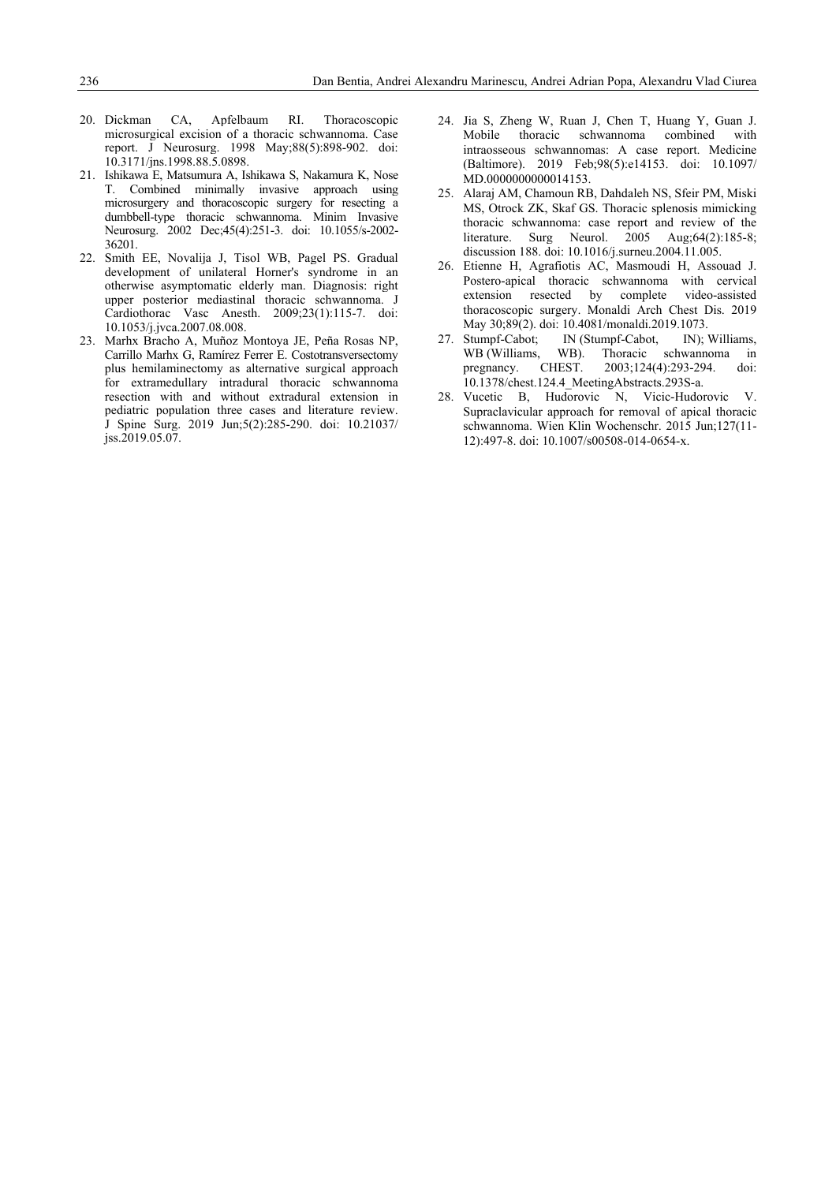20. Dickman CA, Apfelbaum RI. Thoracoscopic microsurgical excision of a thoracic schwannoma. Case report. J Neurosurg. 1998 May;88(5):898-902. doi: 10.3171/jns.1998.88.5.0898.
21. Ishikawa E, Matsumura A, Ishikawa S, Nakamura K, Nose T. Combined minimally invasive approach using microsurgery and thoracoscopic surgery for resecting a dumbbell-type thoracic schwannoma. Minim Invasive Neurosurg. 2002 Dec;45(4):251-3. doi: 10.1055/s-2002-36201.
22. Smith EE, Novalija J, Tisol WB, Pagel PS. Gradual development of unilateral Horner's syndrome in an otherwise asymptomatic elderly man. Diagnosis: right upper posterior mediastinal thoracic schwannoma. J Cardiothorac Vasc Anesth. 2009;23(1):115-7. doi: 10.1053/j.jvca.2007.08.008.
23. Marhx Bracho A, Muñoz Montoya JE, Peña Rosas NP, Carrillo Marhx G, Ramírez Ferrer E. Costotransversectomy plus hemilaminectomy as alternative surgical approach for extramedullary intradural thoracic schwannoma resection with and without extradural extension in pediatric population three cases and literature review. J Spine Surg. 2019 Jun;5(2):285-290. doi: 10.21037/jss.2019.05.07.
24. Jia S, Zheng W, Ruan J, Chen T, Huang Y, Guan J. Mobile thoracic schwannoma combined with intraosseous schwannomas: A case report. Medicine (Baltimore). 2019 Feb;98(5):e14153. doi: 10.1097/MD.0000000000014153.
25. Alaraj AM, Chamoun RB, Dahdaleh NS, Sfeir PM, Miski MS, Otrock ZK, Skaf GS. Thoracic splenosis mimicking thoracic schwannoma: case report and review of the literature. Surg Neurol. 2005 Aug;64(2):185-8; discussion 188. doi: 10.1016/j.surneu.2004.11.005.
26. Etienne H, Agrafiotis AC, Masmoudi H, Assouad J. Postero-apical thoracic schwannoma with cervical extension resected by complete video-assisted thoracoscopic surgery. Monaldi Arch Chest Dis. 2019 May 30;89(2). doi: 10.4081/monaldi.2019.1073.
27. Stumpf-Cabot; IN (Stumpf-Cabot, IN); Williams, WB (Williams, WB). Thoracic schwannoma in pregnancy. CHEST. 2003;124(4):293-294. doi: 10.1378/chest.124.4_MeetingAbstracts.293S-a.
28. Vucetic B, Hudorovic N, Vicic-Hudorovic V. Supraclavicular approach for removal of apical thoracic schwannoma. Wien Klin Wochenschr. 2015 Jun;127(11-12):497-8. doi: 10.1007/s00508-014-0654-x.